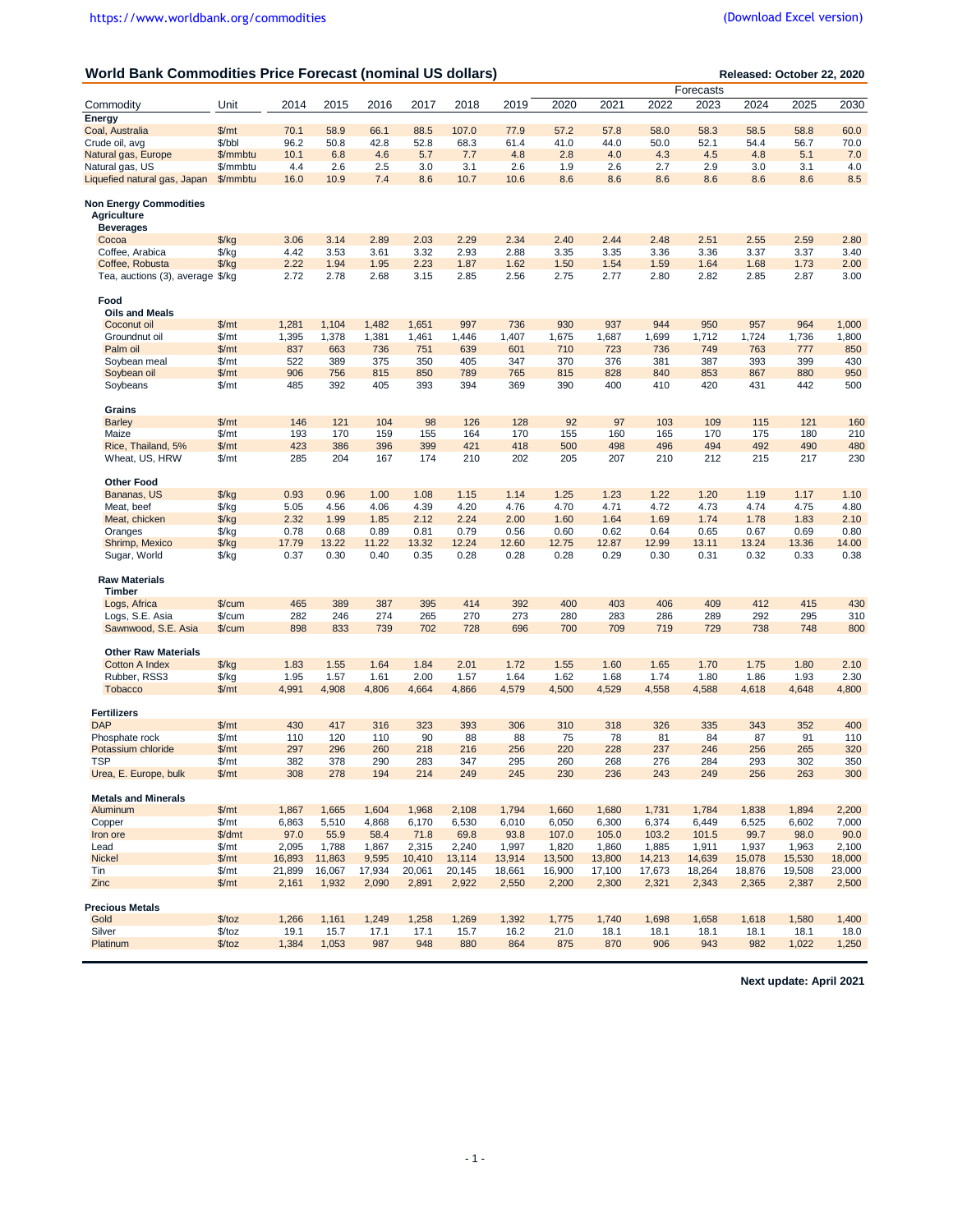https://www.worldbank.org/commodities (Download Excel version)

## World Bank Commodities Price Forecast (nominal US dollars)

**Released: October 22, 2020**

| Commodity | Unit | 2014 | 2015 | 2016 | 2017 | 2018 | 2019 | 2020 | 2021 | 2022 | 2023 | 2024 | 2025 | 2030 |
|---|---|---|---|---|---|---|---|---|---|---|---|---|---|---|
| | | | | | | | | Forecasts | | | | | | |
| **Energy** | | | | | | | | | | | | | | |
| Coal, Australia | $/mt | 70.1 | 58.9 | 66.1 | 88.5 | 107.0 | 77.9 | 57.2 | 57.8 | 58.0 | 58.3 | 58.5 | 58.8 | 60.0 |
| Crude oil, avg | $/bbl | 96.2 | 50.8 | 42.8 | 52.8 | 68.3 | 61.4 | 41.0 | 44.0 | 50.0 | 52.1 | 54.4 | 56.7 | 70.0 |
| Natural gas, Europe | $/mmbtu | 10.1 | 6.8 | 4.6 | 5.7 | 7.7 | 4.8 | 2.8 | 4.0 | 4.3 | 4.5 | 4.8 | 5.1 | 7.0 |
| Natural gas, US | $/mmbtu | 4.4 | 2.6 | 2.5 | 3.0 | 3.1 | 2.6 | 1.9 | 2.6 | 2.7 | 2.9 | 3.0 | 3.1 | 4.0 |
| Liquefied natural gas, Japan | $/mmbtu | 16.0 | 10.9 | 7.4 | 8.6 | 10.7 | 10.6 | 8.6 | 8.6 | 8.6 | 8.6 | 8.6 | 8.6 | 8.5 |
| **Non Energy Commodities** | | | | | | | | | | | | | | |
| **Agriculture** | | | | | | | | | | | | | | |
| **Beverages** | | | | | | | | | | | | | | |
| Cocoa | $/kg | 3.06 | 3.14 | 2.89 | 2.03 | 2.29 | 2.34 | 2.40 | 2.44 | 2.48 | 2.51 | 2.55 | 2.59 | 2.80 |
| Coffee, Arabica | $/kg | 4.42 | 3.53 | 3.61 | 3.32 | 2.93 | 2.88 | 3.35 | 3.35 | 3.36 | 3.36 | 3.37 | 3.37 | 3.40 |
| Coffee, Robusta | $/kg | 2.22 | 1.94 | 1.95 | 2.23 | 1.87 | 1.62 | 1.50 | 1.54 | 1.59 | 1.64 | 1.68 | 1.73 | 2.00 |
| Tea, auctions (3), average | $/kg | 2.72 | 2.78 | 2.68 | 3.15 | 2.85 | 2.56 | 2.75 | 2.77 | 2.80 | 2.82 | 2.85 | 2.87 | 3.00 |
| **Food** | | | | | | | | | | | | | | |
| **Oils and Meals** | | | | | | | | | | | | | | |
| Coconut oil | $/mt | 1,281 | 1,104 | 1,482 | 1,651 | 997 | 736 | 930 | 937 | 944 | 950 | 957 | 964 | 1,000 |
| Groundnut oil | $/mt | 1,395 | 1,378 | 1,381 | 1,461 | 1,446 | 1,407 | 1,675 | 1,687 | 1,699 | 1,712 | 1,724 | 1,736 | 1,800 |
| Palm oil | $/mt | 837 | 663 | 736 | 751 | 639 | 601 | 710 | 723 | 736 | 749 | 763 | 777 | 850 |
| Soybean meal | $/mt | 522 | 389 | 375 | 350 | 405 | 347 | 370 | 376 | 381 | 387 | 393 | 399 | 430 |
| Soybean oil | $/mt | 906 | 756 | 815 | 850 | 789 | 765 | 815 | 828 | 840 | 853 | 867 | 880 | 950 |
| Soybeans | $/mt | 485 | 392 | 405 | 393 | 394 | 369 | 390 | 400 | 410 | 420 | 431 | 442 | 500 |
| **Grains** | | | | | | | | | | | | | | |
| Barley | $/mt | 146 | 121 | 104 | 98 | 126 | 128 | 92 | 97 | 103 | 109 | 115 | 121 | 160 |
| Maize | $/mt | 193 | 170 | 159 | 155 | 164 | 170 | 155 | 160 | 165 | 170 | 175 | 180 | 210 |
| Rice, Thailand, 5% | $/mt | 423 | 386 | 396 | 399 | 421 | 418 | 500 | 498 | 496 | 494 | 492 | 490 | 480 |
| Wheat, US, HRW | $/mt | 285 | 204 | 167 | 174 | 210 | 202 | 205 | 207 | 210 | 212 | 215 | 217 | 230 |
| **Other Food** | | | | | | | | | | | | | | |
| Bananas, US | $/kg | 0.93 | 0.96 | 1.00 | 1.08 | 1.15 | 1.14 | 1.25 | 1.23 | 1.22 | 1.20 | 1.19 | 1.17 | 1.10 |
| Meat, beef | $/kg | 5.05 | 4.56 | 4.06 | 4.39 | 4.20 | 4.76 | 4.70 | 4.71 | 4.72 | 4.73 | 4.74 | 4.75 | 4.80 |
| Meat, chicken | $/kg | 2.32 | 1.99 | 1.85 | 2.12 | 2.24 | 2.00 | 1.60 | 1.64 | 1.69 | 1.74 | 1.78 | 1.83 | 2.10 |
| Oranges | $/kg | 0.78 | 0.68 | 0.89 | 0.81 | 0.79 | 0.56 | 0.60 | 0.62 | 0.64 | 0.65 | 0.67 | 0.69 | 0.80 |
| Shrimp, Mexico | $/kg | 17.79 | 13.22 | 11.22 | 13.32 | 12.24 | 12.60 | 12.75 | 12.87 | 12.99 | 13.11 | 13.24 | 13.36 | 14.00 |
| Sugar, World | $/kg | 0.37 | 0.30 | 0.40 | 0.35 | 0.28 | 0.28 | 0.28 | 0.29 | 0.30 | 0.31 | 0.32 | 0.33 | 0.38 |
| **Raw Materials** | | | | | | | | | | | | | | |
| **Timber** | | | | | | | | | | | | | | |
| Logs, Africa | $/cum | 465 | 389 | 387 | 395 | 414 | 392 | 400 | 403 | 406 | 409 | 412 | 415 | 430 |
| Logs, S.E. Asia | $/cum | 282 | 246 | 274 | 265 | 270 | 273 | 280 | 283 | 286 | 289 | 292 | 295 | 310 |
| Sawnwood, S.E. Asia | $/cum | 898 | 833 | 739 | 702 | 728 | 696 | 700 | 709 | 719 | 729 | 738 | 748 | 800 |
| **Other Raw Materials** | | | | | | | | | | | | | | |
| Cotton A Index | $/kg | 1.83 | 1.55 | 1.64 | 1.84 | 2.01 | 1.72 | 1.55 | 1.60 | 1.65 | 1.70 | 1.75 | 1.80 | 2.10 |
| Rubber, RSS3 | $/kg | 1.95 | 1.57 | 1.61 | 2.00 | 1.57 | 1.64 | 1.62 | 1.68 | 1.74 | 1.80 | 1.86 | 1.93 | 2.30 |
| Tobacco | $/mt | 4,991 | 4,908 | 4,806 | 4,664 | 4,866 | 4,579 | 4,500 | 4,529 | 4,558 | 4,588 | 4,618 | 4,648 | 4,800 |
| **Fertilizers** | | | | | | | | | | | | | | |
| DAP | $/mt | 430 | 417 | 316 | 323 | 393 | 306 | 310 | 318 | 326 | 335 | 343 | 352 | 400 |
| Phosphate rock | $/mt | 110 | 120 | 110 | 90 | 88 | 88 | 75 | 78 | 81 | 84 | 87 | 91 | 110 |
| Potassium chloride | $/mt | 297 | 296 | 260 | 218 | 216 | 256 | 220 | 228 | 237 | 246 | 256 | 265 | 320 |
| TSP | $/mt | 382 | 378 | 290 | 283 | 347 | 295 | 260 | 268 | 276 | 284 | 293 | 302 | 350 |
| Urea, E. Europe, bulk | $/mt | 308 | 278 | 194 | 214 | 249 | 245 | 230 | 236 | 243 | 249 | 256 | 263 | 300 |
| **Metals and Minerals** | | | | | | | | | | | | | | |
| Aluminum | $/mt | 1,867 | 1,665 | 1,604 | 1,968 | 2,108 | 1,794 | 1,660 | 1,680 | 1,731 | 1,784 | 1,838 | 1,894 | 2,200 |
| Copper | $/mt | 6,863 | 5,510 | 4,868 | 6,170 | 6,530 | 6,010 | 6,050 | 6,300 | 6,374 | 6,449 | 6,525 | 6,602 | 7,000 |
| Iron ore | $/dmt | 97.0 | 55.9 | 58.4 | 71.8 | 69.8 | 93.8 | 107.0 | 105.0 | 103.2 | 101.5 | 99.7 | 98.0 | 90.0 |
| Lead | $/mt | 2,095 | 1,788 | 1,867 | 2,315 | 2,240 | 1,997 | 1,820 | 1,860 | 1,885 | 1,911 | 1,937 | 1,963 | 2,100 |
| Nickel | $/mt | 16,893 | 11,863 | 9,595 | 10,410 | 13,114 | 13,914 | 13,500 | 13,800 | 14,213 | 14,639 | 15,078 | 15,530 | 18,000 |
| Tin | $/mt | 21,899 | 16,067 | 17,934 | 20,061 | 20,145 | 18,661 | 16,900 | 17,100 | 17,673 | 18,264 | 18,876 | 19,508 | 23,000 |
| Zinc | $/mt | 2,161 | 1,932 | 2,090 | 2,891 | 2,922 | 2,550 | 2,200 | 2,300 | 2,321 | 2,343 | 2,365 | 2,387 | 2,500 |
| **Precious Metals** | | | | | | | | | | | | | | |
| Gold | $/toz | 1,266 | 1,161 | 1,249 | 1,258 | 1,269 | 1,392 | 1,775 | 1,740 | 1,698 | 1,658 | 1,618 | 1,580 | 1,400 |
| Silver | $/toz | 19.1 | 15.7 | 17.1 | 17.1 | 15.7 | 16.2 | 21.0 | 18.1 | 18.1 | 18.1 | 18.1 | 18.1 | 18.0 |
| Platinum | $/toz | 1,384 | 1,053 | 987 | 948 | 880 | 864 | 875 | 870 | 906 | 943 | 982 | 1,022 | 1,250 |

**Next update: April 2021**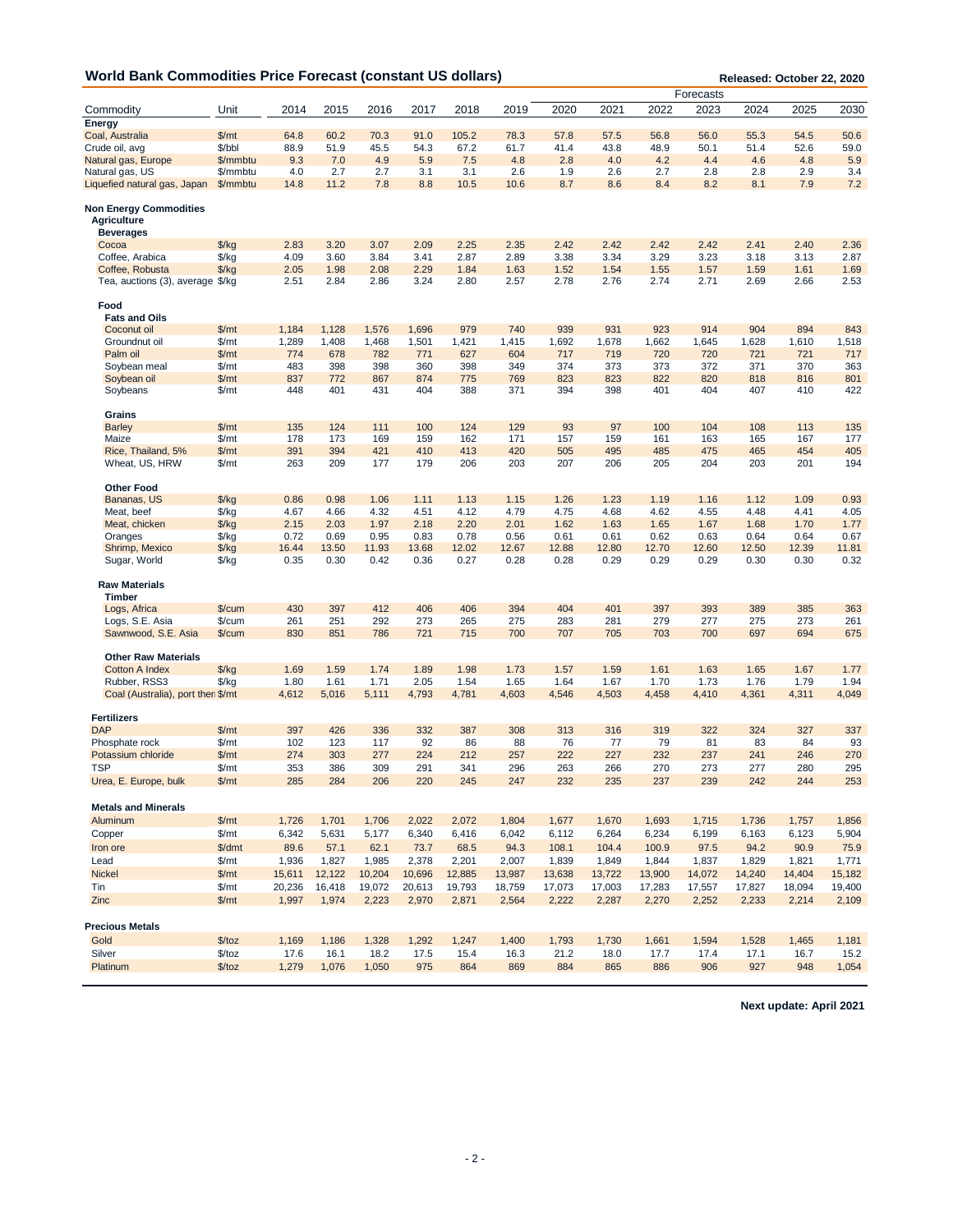## World Bank Commodities Price Forecast (constant US dollars)

**Released: October 22, 2020**

| Commodity | Unit | 2014 | 2015 | 2016 | 2017 | 2018 | 2019 | 2020 | 2021 | 2022 | 2023 | 2024 | 2025 | 2030 |
|---|---|---|---|---|---|---|---|---|---|---|---|---|---|---|
| | | | | | | | | Forecasts | | | | | | |
| **Energy** | | | | | | | | | | | | | | |
| Coal, Australia | $/mt | 64.8 | 60.2 | 70.3 | 91.0 | 105.2 | 78.3 | 57.8 | 57.5 | 56.8 | 56.0 | 55.3 | 54.5 | 50.6 |
| Crude oil, avg | $/bbl | 88.9 | 51.9 | 45.5 | 54.3 | 67.2 | 61.7 | 41.4 | 43.8 | 48.9 | 50.1 | 51.4 | 52.6 | 59.0 |
| Natural gas, Europe | $/mmbtu | 9.3 | 7.0 | 4.9 | 5.9 | 7.5 | 4.8 | 2.8 | 4.0 | 4.2 | 4.4 | 4.6 | 4.8 | 5.9 |
| Natural gas, US | $/mmbtu | 4.0 | 2.7 | 2.7 | 3.1 | 3.1 | 2.6 | 1.9 | 2.6 | 2.7 | 2.8 | 2.8 | 2.9 | 3.4 |
| Liquefied natural gas, Japan | $/mmbtu | 14.8 | 11.2 | 7.8 | 8.8 | 10.5 | 10.6 | 8.7 | 8.6 | 8.4 | 8.2 | 8.1 | 7.9 | 7.2 |
| **Non Energy Commodities** | | | | | | | | | | | | | | |
| **Agriculture** | | | | | | | | | | | | | | |
| **Beverages** | | | | | | | | | | | | | | |
| Cocoa | $/kg | 2.83 | 3.20 | 3.07 | 2.09 | 2.25 | 2.35 | 2.42 | 2.42 | 2.42 | 2.42 | 2.41 | 2.40 | 2.36 |
| Coffee, Arabica | $/kg | 4.09 | 3.60 | 3.84 | 3.41 | 2.87 | 2.89 | 3.38 | 3.34 | 3.29 | 3.23 | 3.18 | 3.13 | 2.87 |
| Coffee, Robusta | $/kg | 2.05 | 1.98 | 2.08 | 2.29 | 1.84 | 1.63 | 1.52 | 1.54 | 1.55 | 1.57 | 1.59 | 1.61 | 1.69 |
| Tea, auctions (3), average | $/kg | 2.51 | 2.84 | 2.86 | 3.24 | 2.80 | 2.57 | 2.78 | 2.76 | 2.74 | 2.71 | 2.69 | 2.66 | 2.53 |
| **Food** | | | | | | | | | | | | | | |
| **Fats and Oils** | | | | | | | | | | | | | | |
| Coconut oil | $/mt | 1,184 | 1,128 | 1,576 | 1,696 | 979 | 740 | 939 | 931 | 923 | 914 | 904 | 894 | 843 |
| Groundnut oil | $/mt | 1,289 | 1,408 | 1,468 | 1,501 | 1,421 | 1,415 | 1,692 | 1,678 | 1,662 | 1,645 | 1,628 | 1,610 | 1,518 |
| Palm oil | $/mt | 774 | 678 | 782 | 771 | 627 | 604 | 717 | 719 | 720 | 720 | 721 | 721 | 717 |
| Soybean meal | $/mt | 483 | 398 | 398 | 360 | 398 | 349 | 374 | 373 | 373 | 372 | 371 | 370 | 363 |
| Soybean oil | $/mt | 837 | 772 | 867 | 874 | 775 | 769 | 823 | 823 | 822 | 820 | 818 | 816 | 801 |
| Soybeans | $/mt | 448 | 401 | 431 | 404 | 388 | 371 | 394 | 398 | 401 | 404 | 407 | 410 | 422 |
| **Grains** | | | | | | | | | | | | | | |
| Barley | $/mt | 135 | 124 | 111 | 100 | 124 | 129 | 93 | 97 | 100 | 104 | 108 | 113 | 135 |
| Maize | $/mt | 178 | 173 | 169 | 159 | 162 | 171 | 157 | 159 | 161 | 163 | 165 | 167 | 177 |
| Rice, Thailand, 5% | $/mt | 391 | 394 | 421 | 410 | 413 | 420 | 505 | 495 | 485 | 475 | 465 | 454 | 405 |
| Wheat, US, HRW | $/mt | 263 | 209 | 177 | 179 | 206 | 203 | 207 | 206 | 205 | 204 | 203 | 201 | 194 |
| **Other Food** | | | | | | | | | | | | | | |
| Bananas, US | $/kg | 0.86 | 0.98 | 1.06 | 1.11 | 1.13 | 1.15 | 1.26 | 1.23 | 1.19 | 1.16 | 1.12 | 1.09 | 0.93 |
| Meat, beef | $/kg | 4.67 | 4.66 | 4.32 | 4.51 | 4.12 | 4.79 | 4.75 | 4.68 | 4.62 | 4.55 | 4.48 | 4.41 | 4.05 |
| Meat, chicken | $/kg | 2.15 | 2.03 | 1.97 | 2.18 | 2.20 | 2.01 | 1.62 | 1.63 | 1.65 | 1.67 | 1.68 | 1.70 | 1.77 |
| Oranges | $/kg | 0.72 | 0.69 | 0.95 | 0.83 | 0.78 | 0.56 | 0.61 | 0.61 | 0.62 | 0.63 | 0.64 | 0.64 | 0.67 |
| Shrimp, Mexico | $/kg | 16.44 | 13.50 | 11.93 | 13.68 | 12.02 | 12.67 | 12.88 | 12.80 | 12.70 | 12.60 | 12.50 | 12.39 | 11.81 |
| Sugar, World | $/kg | 0.35 | 0.30 | 0.42 | 0.36 | 0.27 | 0.28 | 0.28 | 0.29 | 0.29 | 0.29 | 0.30 | 0.30 | 0.32 |
| **Raw Materials** | | | | | | | | | | | | | | |
| **Timber** | | | | | | | | | | | | | | |
| Logs, Africa | $/cum | 430 | 397 | 412 | 406 | 406 | 394 | 404 | 401 | 397 | 393 | 389 | 385 | 363 |
| Logs, S.E. Asia | $/cum | 261 | 251 | 292 | 273 | 265 | 275 | 283 | 281 | 279 | 277 | 275 | 273 | 261 |
| Sawnwood, S.E. Asia | $/cum | 830 | 851 | 786 | 721 | 715 | 700 | 707 | 705 | 703 | 700 | 697 | 694 | 675 |
| **Other Raw Materials** | | | | | | | | | | | | | | |
| Cotton A Index | $/kg | 1.69 | 1.59 | 1.74 | 1.89 | 1.98 | 1.73 | 1.57 | 1.59 | 1.61 | 1.63 | 1.65 | 1.67 | 1.77 |
| Rubber, RSS3 | $/kg | 1.80 | 1.61 | 1.71 | 2.05 | 1.54 | 1.65 | 1.64 | 1.67 | 1.70 | 1.73 | 1.76 | 1.79 | 1.94 |
| Coal (Australia), port then | $/mt | 4,612 | 5,016 | 5,111 | 4,793 | 4,781 | 4,603 | 4,546 | 4,503 | 4,458 | 4,410 | 4,361 | 4,311 | 4,049 |
| **Fertilizers** | | | | | | | | | | | | | | |
| DAP | $/mt | 397 | 426 | 336 | 332 | 387 | 308 | 313 | 316 | 319 | 322 | 324 | 327 | 337 |
| Phosphate rock | $/mt | 102 | 123 | 117 | 92 | 86 | 88 | 76 | 77 | 79 | 81 | 83 | 84 | 93 |
| Potassium chloride | $/mt | 274 | 303 | 277 | 224 | 212 | 257 | 222 | 227 | 232 | 237 | 241 | 246 | 270 |
| TSP | $/mt | 353 | 386 | 309 | 291 | 341 | 296 | 263 | 266 | 270 | 273 | 277 | 280 | 295 |
| Urea, E. Europe, bulk | $/mt | 285 | 284 | 206 | 220 | 245 | 247 | 232 | 235 | 237 | 239 | 242 | 244 | 253 |
| **Metals and Minerals** | | | | | | | | | | | | | | |
| Aluminum | $/mt | 1,726 | 1,701 | 1,706 | 2,022 | 2,072 | 1,804 | 1,677 | 1,670 | 1,693 | 1,715 | 1,736 | 1,757 | 1,856 |
| Copper | $/mt | 6,342 | 5,631 | 5,177 | 6,340 | 6,416 | 6,042 | 6,112 | 6,264 | 6,234 | 6,199 | 6,163 | 6,123 | 5,904 |
| Iron ore | $/dmt | 89.6 | 57.1 | 62.1 | 73.7 | 68.5 | 94.3 | 108.1 | 104.4 | 100.9 | 97.5 | 94.2 | 90.9 | 75.9 |
| Lead | $/mt | 1,936 | 1,827 | 1,985 | 2,378 | 2,201 | 2,007 | 1,839 | 1,849 | 1,844 | 1,837 | 1,829 | 1,821 | 1,771 |
| Nickel | $/mt | 15,611 | 12,122 | 10,204 | 10,696 | 12,885 | 13,987 | 13,638 | 13,722 | 13,900 | 14,072 | 14,240 | 14,404 | 15,182 |
| Tin | $/mt | 20,236 | 16,418 | 19,072 | 20,613 | 19,793 | 18,759 | 17,073 | 17,003 | 17,283 | 17,557 | 17,827 | 18,094 | 19,400 |
| Zinc | $/mt | 1,997 | 1,974 | 2,223 | 2,970 | 2,871 | 2,564 | 2,222 | 2,287 | 2,270 | 2,252 | 2,233 | 2,214 | 2,109 |
| **Precious Metals** | | | | | | | | | | | | | | |
| Gold | $/toz | 1,169 | 1,186 | 1,328 | 1,292 | 1,247 | 1,400 | 1,793 | 1,730 | 1,661 | 1,594 | 1,528 | 1,465 | 1,181 |
| Silver | $/toz | 17.6 | 16.1 | 18.2 | 17.5 | 15.4 | 16.3 | 21.2 | 18.0 | 17.7 | 17.4 | 17.1 | 16.7 | 15.2 |
| Platinum | $/toz | 1,279 | 1,076 | 1,050 | 975 | 864 | 869 | 884 | 865 | 886 | 906 | 927 | 948 | 1,054 |

**Next update: April 2021**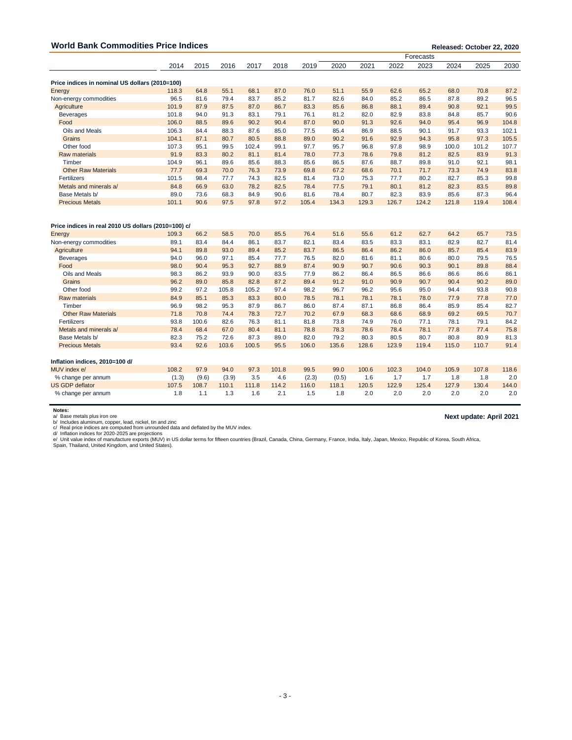## World Bank Commodities Price Indices

**Released: October 22, 2020**

| | 2014 | 2015 | 2016 | 2017 | 2018 | 2019 | 2020 | 2021 | 2022 | 2023 | 2024 | 2025 | 2030 |
|---|---|---|---|---|---|---|---|---|---|---|---|---|---|
| | | | | | | | Forecasts | | | | | | |
| **Price indices in nominal US dollars (2010=100)** | | | | | | | | | | | | | |
| Energy | 118.3 | 64.8 | 55.1 | 68.1 | 87.0 | 76.0 | 51.1 | 55.9 | 62.6 | 65.2 | 68.0 | 70.8 | 87.2 |
| Non-energy commodities | 96.5 | 81.6 | 79.4 | 83.7 | 85.2 | 81.7 | 82.6 | 84.0 | 85.2 | 86.5 | 87.8 | 89.2 | 96.5 |
| Agriculture | 101.9 | 87.9 | 87.5 | 87.0 | 86.7 | 83.3 | 85.6 | 86.8 | 88.1 | 89.4 | 90.8 | 92.1 | 99.5 |
| Beverages | 101.8 | 94.0 | 91.3 | 83.1 | 79.1 | 76.1 | 81.2 | 82.0 | 82.9 | 83.8 | 84.8 | 85.7 | 90.6 |
| Food | 106.0 | 88.5 | 89.6 | 90.2 | 90.4 | 87.0 | 90.0 | 91.3 | 92.6 | 94.0 | 95.4 | 96.9 | 104.8 |
| Oils and Meals | 106.3 | 84.4 | 88.3 | 87.6 | 85.0 | 77.5 | 85.4 | 86.9 | 88.5 | 90.1 | 91.7 | 93.3 | 102.1 |
| Grains | 104.1 | 87.1 | 80.7 | 80.5 | 88.8 | 89.0 | 90.2 | 91.6 | 92.9 | 94.3 | 95.8 | 97.3 | 105.5 |
| Other food | 107.3 | 95.1 | 99.5 | 102.4 | 99.1 | 97.7 | 95.7 | 96.8 | 97.8 | 98.9 | 100.0 | 101.2 | 107.7 |
| Raw materials | 91.9 | 83.3 | 80.2 | 81.1 | 81.4 | 78.0 | 77.3 | 78.6 | 79.8 | 81.2 | 82.5 | 83.9 | 91.3 |
| Timber | 104.9 | 96.1 | 89.6 | 85.6 | 88.3 | 85.6 | 86.5 | 87.6 | 88.7 | 89.8 | 91.0 | 92.1 | 98.1 |
| Other Raw Materials | 77.7 | 69.3 | 70.0 | 76.3 | 73.9 | 69.8 | 67.2 | 68.6 | 70.1 | 71.7 | 73.3 | 74.9 | 83.8 |
| Fertilizers | 101.5 | 98.4 | 77.7 | 74.3 | 82.5 | 81.4 | 73.0 | 75.3 | 77.7 | 80.2 | 82.7 | 85.3 | 99.8 |
| Metals and minerals a/ | 84.8 | 66.9 | 63.0 | 78.2 | 82.5 | 78.4 | 77.5 | 79.1 | 80.1 | 81.2 | 82.3 | 83.5 | 89.8 |
| Base Metals b/ | 89.0 | 73.6 | 68.3 | 84.9 | 90.6 | 81.6 | 78.4 | 80.7 | 82.3 | 83.9 | 85.6 | 87.3 | 96.4 |
| Precious Metals | 101.1 | 90.6 | 97.5 | 97.8 | 97.2 | 105.4 | 134.3 | 129.3 | 126.7 | 124.2 | 121.8 | 119.4 | 108.4 |
| **Price indices in real 2010 US dollars (2010=100) c/** | | | | | | | | | | | | | |
| Energy | 109.3 | 66.2 | 58.5 | 70.0 | 85.5 | 76.4 | 51.6 | 55.6 | 61.2 | 62.7 | 64.2 | 65.7 | 73.5 |
| Non-energy commodities | 89.1 | 83.4 | 84.4 | 86.1 | 83.7 | 82.1 | 83.4 | 83.5 | 83.3 | 83.1 | 82.9 | 82.7 | 81.4 |
| Agriculture | 94.1 | 89.8 | 93.0 | 89.4 | 85.2 | 83.7 | 86.5 | 86.4 | 86.2 | 86.0 | 85.7 | 85.4 | 83.9 |
| Beverages | 94.0 | 96.0 | 97.1 | 85.4 | 77.7 | 76.5 | 82.0 | 81.6 | 81.1 | 80.6 | 80.0 | 79.5 | 76.5 |
| Food | 98.0 | 90.4 | 95.3 | 92.7 | 88.9 | 87.4 | 90.9 | 90.7 | 90.6 | 90.3 | 90.1 | 89.8 | 88.4 |
| Oils and Meals | 98.3 | 86.2 | 93.9 | 90.0 | 83.5 | 77.9 | 86.2 | 86.4 | 86.5 | 86.6 | 86.6 | 86.6 | 86.1 |
| Grains | 96.2 | 89.0 | 85.8 | 82.8 | 87.2 | 89.4 | 91.2 | 91.0 | 90.9 | 90.7 | 90.4 | 90.2 | 89.0 |
| Other food | 99.2 | 97.2 | 105.8 | 105.2 | 97.4 | 98.2 | 96.7 | 96.2 | 95.6 | 95.0 | 94.4 | 93.8 | 90.8 |
| Raw materials | 84.9 | 85.1 | 85.3 | 83.3 | 80.0 | 78.5 | 78.1 | 78.1 | 78.1 | 78.0 | 77.9 | 77.8 | 77.0 |
| Timber | 96.9 | 98.2 | 95.3 | 87.9 | 86.7 | 86.0 | 87.4 | 87.1 | 86.8 | 86.4 | 85.9 | 85.4 | 82.7 |
| Other Raw Materials | 71.8 | 70.8 | 74.4 | 78.3 | 72.7 | 70.2 | 67.9 | 68.3 | 68.6 | 68.9 | 69.2 | 69.5 | 70.7 |
| Fertilizers | 93.8 | 100.6 | 82.6 | 76.3 | 81.1 | 81.8 | 73.8 | 74.9 | 76.0 | 77.1 | 78.1 | 79.1 | 84.2 |
| Metals and minerals a/ | 78.4 | 68.4 | 67.0 | 80.4 | 81.1 | 78.8 | 78.3 | 78.6 | 78.4 | 78.1 | 77.8 | 77.4 | 75.8 |
| Base Metals b/ | 82.3 | 75.2 | 72.6 | 87.3 | 89.0 | 82.0 | 79.2 | 80.3 | 80.5 | 80.7 | 80.8 | 80.9 | 81.3 |
| Precious Metals | 93.4 | 92.6 | 103.6 | 100.5 | 95.5 | 106.0 | 135.6 | 128.6 | 123.9 | 119.4 | 115.0 | 110.7 | 91.4 |
| **Inflation indices, 2010=100 d/** | | | | | | | | | | | | | |
| MUV index e/ | 108.2 | 97.9 | 94.0 | 97.3 | 101.8 | 99.5 | 99.0 | 100.6 | 102.3 | 104.0 | 105.9 | 107.8 | 118.6 |
| % change per annum | (1.3) | (9.6) | (3.9) | 3.5 | 4.6 | (2.3) | (0.5) | 1.6 | 1.7 | 1.7 | 1.8 | 1.8 | 2.0 |
| US GDP deflator | 107.5 | 108.7 | 110.1 | 111.8 | 114.2 | 116.0 | 118.1 | 120.5 | 122.9 | 125.4 | 127.9 | 130.4 | 144.0 |
| % change per annum | 1.8 | 1.1 | 1.3 | 1.6 | 2.1 | 1.5 | 1.8 | 2.0 | 2.0 | 2.0 | 2.0 | 2.0 | 2.0 |

**Notes:**
a/ Base metals plus iron ore
b/ Includes aluminum, copper, lead, nickel, tin and zinc
c/ Real price indices are computed from unrounded data and deflated by the MUV index.
d/ Inflation indices for 2020-2025 are projections
e/ Unit value index of manufacture exports (MUV) in US dollar terms for fifteen countries (Brazil, Canada, China, Germany, France, India, Italy, Japan, Mexico, Republic of Korea, South Africa, Spain, Thailand, United Kingdom, and United States).

**Next update: April 2021**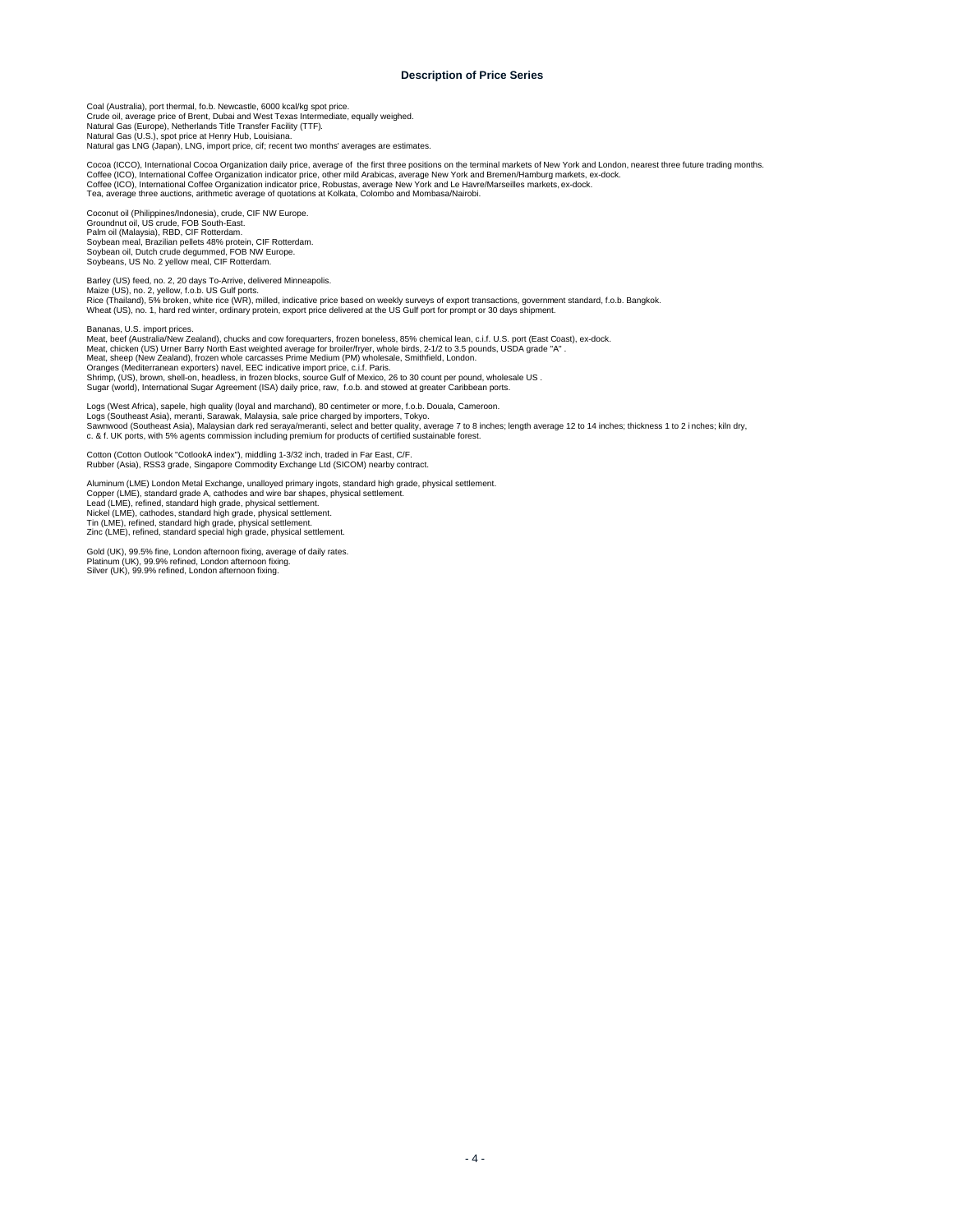### Description of Price Series

Coal (Australia), port thermal, fo.b. Newcastle, 6000 kcal/kg spot price.
Crude oil, average price of Brent, Dubai and West Texas Intermediate, equally weighed.
Natural Gas (Europe), Netherlands Title Transfer Facility (TTF).
Natural Gas (U.S.), spot price at Henry Hub, Louisiana.
Natural gas LNG (Japan), LNG, import price, cif; recent two months' averages are estimates.

Cocoa (ICCO), International Cocoa Organization daily price, average of the first three positions on the terminal markets of New York and London, nearest three future trading months.
Coffee (ICO), International Coffee Organization indicator price, other mild Arabicas, average New York and Bremen/Hamburg markets, ex-dock.
Coffee (ICO), International Coffee Organization indicator price, Robustas, average New York and Le Havre/Marseilles markets, ex-dock.
Tea, average three auctions, arithmetic average of quotations at Kolkata, Colombo and Mombasa/Nairobi.

Coconut oil (Philippines/Indonesia), crude, CIF NW Europe.
Groundnut oil, US crude, FOB South-East.
Palm oil (Malaysia), RBD, CIF Rotterdam.
Soybean meal, Brazilian pellets 48% protein, CIF Rotterdam.
Soybean oil, Dutch crude degummed, FOB NW Europe.
Soybeans, US No. 2 yellow meal, CIF Rotterdam.

Barley (US) feed, no. 2, 20 days To-Arrive, delivered Minneapolis.
Maize (US), no. 2, yellow, f.o.b. US Gulf ports.
Rice (Thailand), 5% broken, white rice (WR), milled, indicative price based on weekly surveys of export transactions, government standard, f.o.b. Bangkok.
Wheat (US), no. 1, hard red winter, ordinary protein, export price delivered at the US Gulf port for prompt or 30 days shipment.

Bananas, U.S. import prices.
Meat, beef (Australia/New Zealand), chucks and cow forequarters, frozen boneless, 85% chemical lean, c.i.f. U.S. port (East Coast), ex-dock.
Meat, chicken (US) Urner Barry North East weighted average for broiler/fryer, whole birds, 2-1/2 to 3.5 pounds, USDA grade "A" .
Meat, sheep (New Zealand), frozen whole carcasses Prime Medium (PM) wholesale, Smithfield, London.
Oranges (Mediterranean exporters) navel, EEC indicative import price, c.i.f. Paris.
Shrimp, (US), brown, shell-on, headless, in frozen blocks, source Gulf of Mexico, 26 to 30 count per pound, wholesale US .
Sugar (world), International Sugar Agreement (ISA) daily price, raw, f.o.b. and stowed at greater Caribbean ports.

Logs (West Africa), sapele, high quality (loyal and marchand), 80 centimeter or more, f.o.b. Douala, Cameroon.
Logs (Southeast Asia), meranti, Sarawak, Malaysia, sale price charged by importers, Tokyo.
Sawnwood (Southeast Asia), Malaysian dark red seraya/meranti, select and better quality, average 7 to 8 inches; length average 12 to 14 inches; thickness 1 to 2 inches; kiln dry, c. & f. UK ports, with 5% agents commission including premium for products of certified sustainable forest.

Cotton (Cotton Outlook "CotlookA index"), middling 1-3/32 inch, traded in Far East, C/F.
Rubber (Asia), RSS3 grade, Singapore Commodity Exchange Ltd (SICOM) nearby contract.

Aluminum (LME) London Metal Exchange, unalloyed primary ingots, standard high grade, physical settlement.
Copper (LME), standard grade A, cathodes and wire bar shapes, physical settlement.
Lead (LME), refined, standard high grade, physical settlement.
Nickel (LME), cathodes, standard high grade, physical settlement.
Tin (LME), refined, standard high grade, physical settlement.
Zinc (LME), refined, standard special high grade, physical settlement.

Gold (UK), 99.5% fine, London afternoon fixing, average of daily rates.
Platinum (UK), 99.9% refined, London afternoon fixing.
Silver (UK), 99.9% refined, London afternoon fixing.